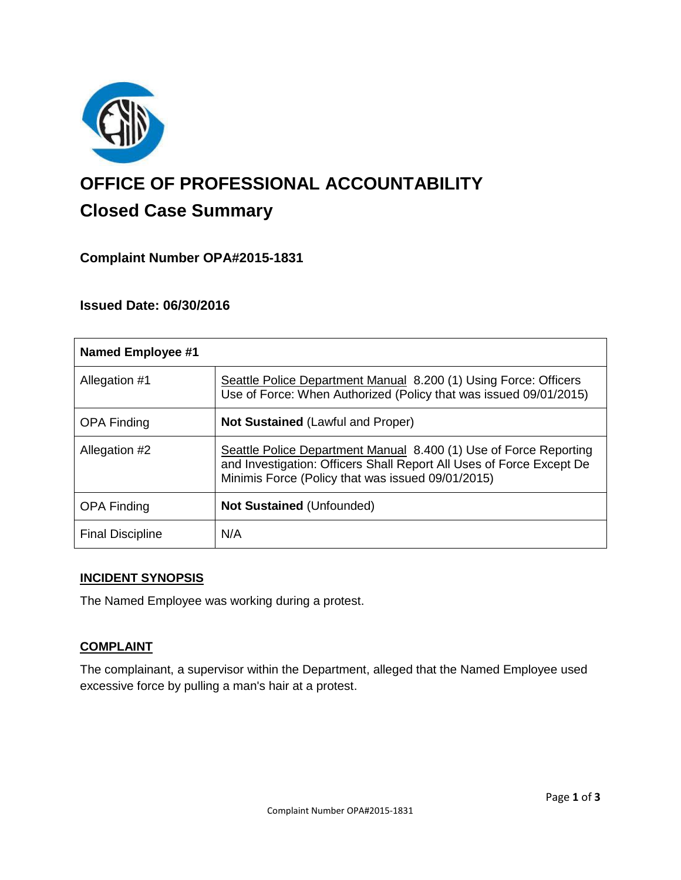# OFFICE OF PROFESSIONAL ACCOUNTABILITY

## Closed Case Summary

### Complaint Number OPA#2015-1831

### Issued Date: 06/30/2016

| Named Employee #1 | |
|---|---|
| Allegation #1 | Seattle Police Department Manual 8.200 (1) Using Force: Officers Use of Force: When Authorized (Policy that was issued 09/01/2015) |
| OPA Finding | **Not Sustained** (Lawful and Proper) |
| Allegation #2 | Seattle Police Department Manual 8.400 (1) Use of Force Reporting and Investigation: Officers Shall Report All Uses of Force Except De Minimis Force (Policy that was issued 09/01/2015) |
| OPA Finding | **Not Sustained** (Unfounded) |
| Final Discipline | N/A |

**INCIDENT SYNOPSIS**

The Named Employee was working during a protest.

**COMPLAINT**

The complainant, a supervisor within the Department, alleged that the Named Employee used excessive force by pulling a man's hair at a protest.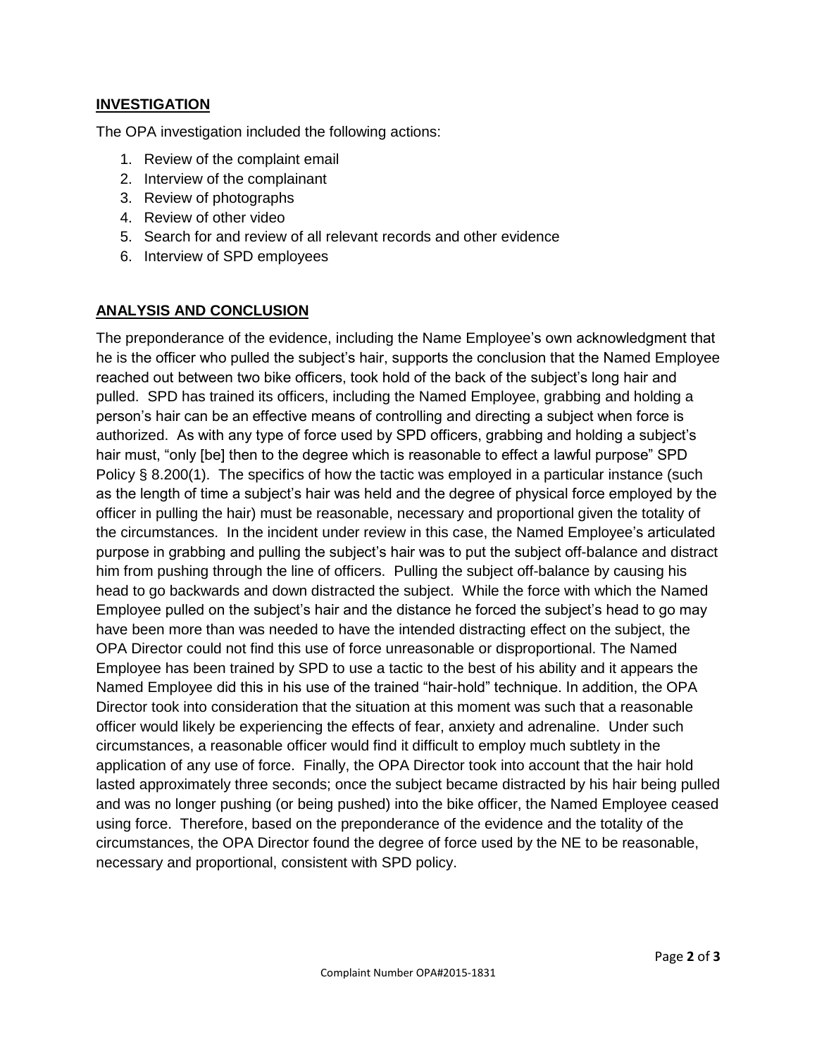## INVESTIGATION

The OPA investigation included the following actions:

1. Review of the complaint email
2. Interview of the complainant
3. Review of photographs
4. Review of other video
5. Search for and review of all relevant records and other evidence
6. Interview of SPD employees

## ANALYSIS AND CONCLUSION

The preponderance of the evidence, including the Name Employee's own acknowledgment that he is the officer who pulled the subject's hair, supports the conclusion that the Named Employee reached out between two bike officers, took hold of the back of the subject's long hair and pulled. SPD has trained its officers, including the Named Employee, grabbing and holding a person's hair can be an effective means of controlling and directing a subject when force is authorized. As with any type of force used by SPD officers, grabbing and holding a subject's hair must, "only [be] then to the degree which is reasonable to effect a lawful purpose" SPD Policy § 8.200(1). The specifics of how the tactic was employed in a particular instance (such as the length of time a subject's hair was held and the degree of physical force employed by the officer in pulling the hair) must be reasonable, necessary and proportional given the totality of the circumstances. In the incident under review in this case, the Named Employee's articulated purpose in grabbing and pulling the subject's hair was to put the subject off-balance and distract him from pushing through the line of officers. Pulling the subject off-balance by causing his head to go backwards and down distracted the subject. While the force with which the Named Employee pulled on the subject's hair and the distance he forced the subject's head to go may have been more than was needed to have the intended distracting effect on the subject, the OPA Director could not find this use of force unreasonable or disproportional. The Named Employee has been trained by SPD to use a tactic to the best of his ability and it appears the Named Employee did this in his use of the trained "hair-hold" technique. In addition, the OPA Director took into consideration that the situation at this moment was such that a reasonable officer would likely be experiencing the effects of fear, anxiety and adrenaline. Under such circumstances, a reasonable officer would find it difficult to employ much subtlety in the application of any use of force. Finally, the OPA Director took into account that the hair hold lasted approximately three seconds; once the subject became distracted by his hair being pulled and was no longer pushing (or being pushed) into the bike officer, the Named Employee ceased using force. Therefore, based on the preponderance of the evidence and the totality of the circumstances, the OPA Director found the degree of force used by the NE to be reasonable, necessary and proportional, consistent with SPD policy.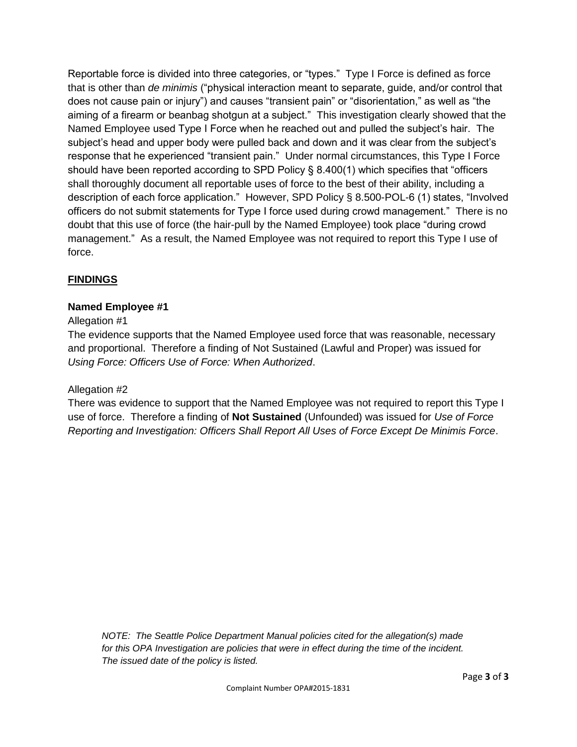Reportable force is divided into three categories, or "types." Type I Force is defined as force that is other than *de minimis* ("physical interaction meant to separate, guide, and/or control that does not cause pain or injury") and causes "transient pain" or "disorientation," as well as "the aiming of a firearm or beanbag shotgun at a subject." This investigation clearly showed that the Named Employee used Type I Force when he reached out and pulled the subject's hair. The subject's head and upper body were pulled back and down and it was clear from the subject's response that he experienced "transient pain." Under normal circumstances, this Type I Force should have been reported according to SPD Policy § 8.400(1) which specifies that "officers shall thoroughly document all reportable uses of force to the best of their ability, including a description of each force application." However, SPD Policy § 8.500-POL-6 (1) states, "Involved officers do not submit statements for Type I force used during crowd management." There is no doubt that this use of force (the hair-pull by the Named Employee) took place "during crowd management." As a result, the Named Employee was not required to report this Type I use of force.

## FINDINGS

### Named Employee #1

Allegation #1

The evidence supports that the Named Employee used force that was reasonable, necessary and proportional. Therefore a finding of Not Sustained (Lawful and Proper) was issued for *Using Force: Officers Use of Force: When Authorized*.

Allegation #2

There was evidence to support that the Named Employee was not required to report this Type I use of force. Therefore a finding of **Not Sustained** (Unfounded) was issued for *Use of Force Reporting and Investigation: Officers Shall Report All Uses of Force Except De Minimis Force*.

*NOTE: The Seattle Police Department Manual policies cited for the allegation(s) made for this OPA Investigation are policies that were in effect during the time of the incident. The issued date of the policy is listed.*

Complaint Number OPA#2015-1831